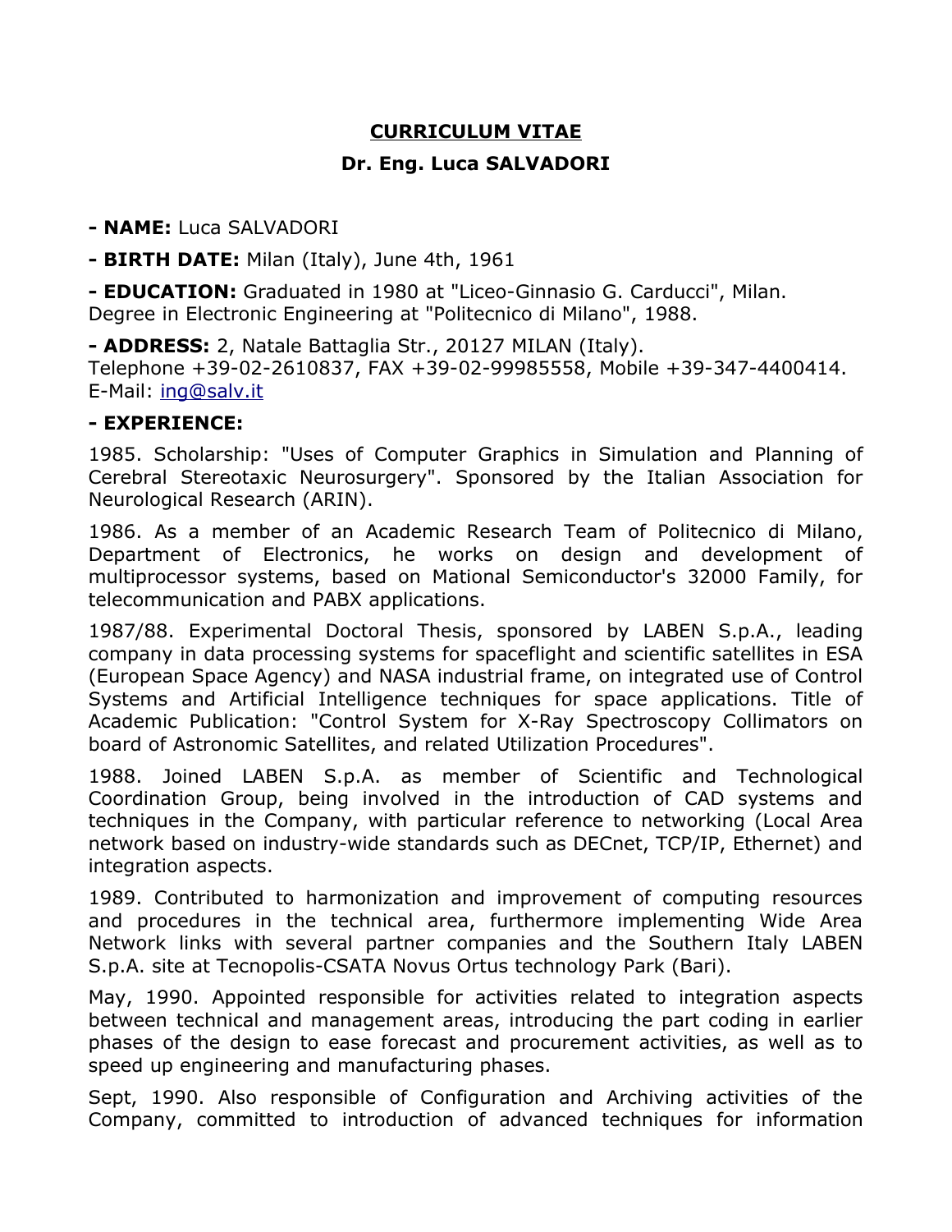# CURRICULUM VITAE

## Dr. Eng. Luca SALVADORI

**- NAME:** Luca SALVADORI

**- BIRTH DATE:** Milan (Italy), June 4th, 1961

**- EDUCATION:** Graduated in 1980 at "Liceo-Ginnasio G. Carducci", Milan.
Degree in Electronic Engineering at "Politecnico di Milano", 1988.

**- ADDRESS:** 2, Natale Battaglia Str., 20127 MILAN (Italy).
Telephone +39-02-2610837, FAX +39-02-99985558, Mobile +39-347-4400414.
E-Mail: ing@salv.it

**- EXPERIENCE:**

1985. Scholarship: "Uses of Computer Graphics in Simulation and Planning of Cerebral Stereotaxic Neurosurgery". Sponsored by the Italian Association for Neurological Research (ARIN).

1986. As a member of an Academic Research Team of Politecnico di Milano, Department of Electronics, he works on design and development of multiprocessor systems, based on Mational Semiconductor's 32000 Family, for telecommunication and PABX applications.

1987/88. Experimental Doctoral Thesis, sponsored by LABEN S.p.A., leading company in data processing systems for spaceflight and scientific satellites in ESA (European Space Agency) and NASA industrial frame, on integrated use of Control Systems and Artificial Intelligence techniques for space applications. Title of Academic Publication: "Control System for X-Ray Spectroscopy Collimators on board of Astronomic Satellites, and related Utilization Procedures".

1988. Joined LABEN S.p.A. as member of Scientific and Technological Coordination Group, being involved in the introduction of CAD systems and techniques in the Company, with particular reference to networking (Local Area network based on industry-wide standards such as DECnet, TCP/IP, Ethernet) and integration aspects.

1989. Contributed to harmonization and improvement of computing resources and procedures in the technical area, furthermore implementing Wide Area Network links with several partner companies and the Southern Italy LABEN S.p.A. site at Tecnopolis-CSATA Novus Ortus technology Park (Bari).

May, 1990. Appointed responsible for activities related to integration aspects between technical and management areas, introducing the part coding in earlier phases of the design to ease forecast and procurement activities, as well as to speed up engineering and manufacturing phases.

Sept, 1990. Also responsible of Configuration and Archiving activities of the Company, committed to introduction of advanced techniques for information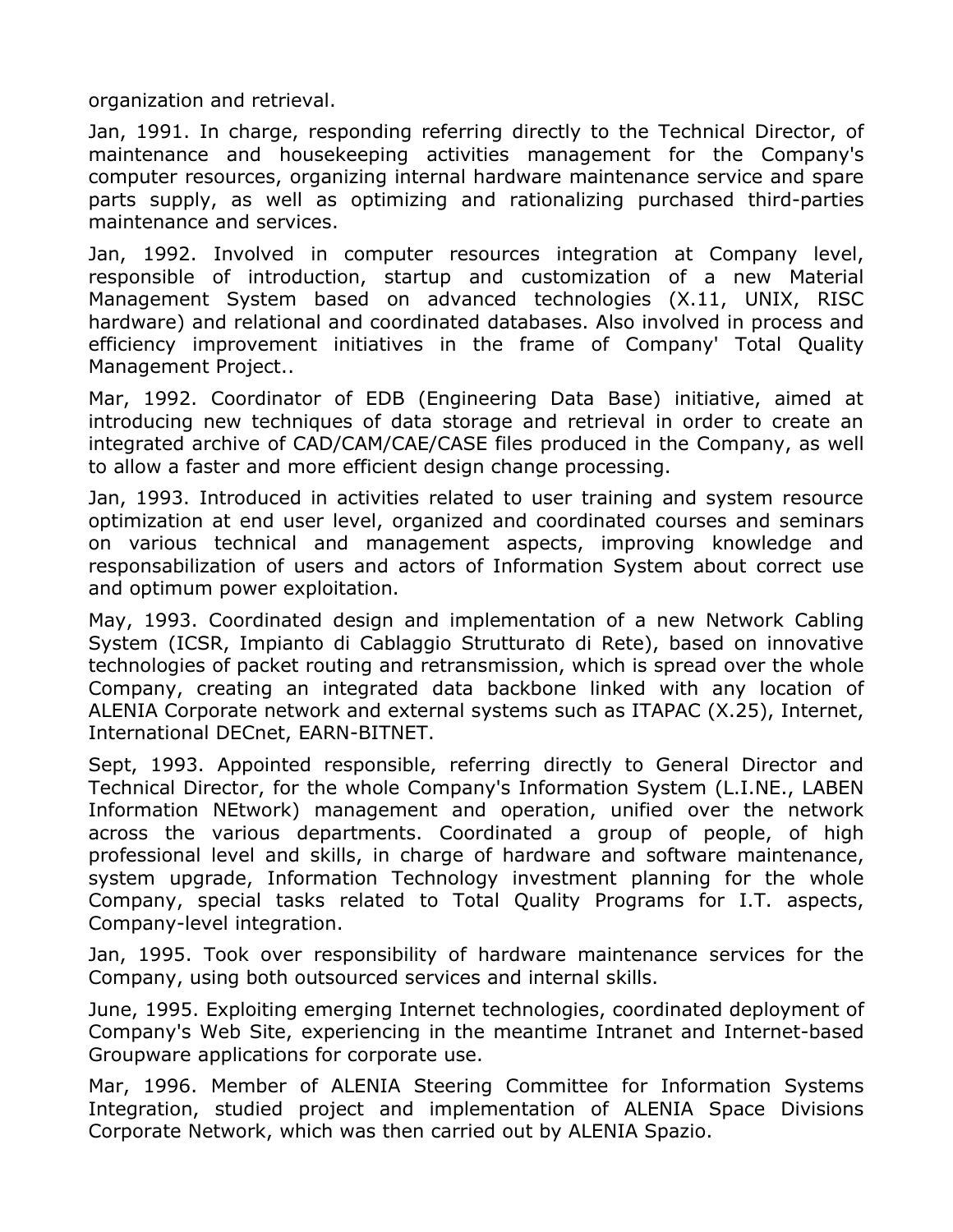organization and retrieval.

Jan, 1991. In charge, responding referring directly to the Technical Director, of maintenance and housekeeping activities management for the Company's computer resources, organizing internal hardware maintenance service and spare parts supply, as well as optimizing and rationalizing purchased third-parties maintenance and services.

Jan, 1992. Involved in computer resources integration at Company level, responsible of introduction, startup and customization of a new Material Management System based on advanced technologies (X.11, UNIX, RISC hardware) and relational and coordinated databases. Also involved in process and efficiency improvement initiatives in the frame of Company' Total Quality Management Project..

Mar, 1992. Coordinator of EDB (Engineering Data Base) initiative, aimed at introducing new techniques of data storage and retrieval in order to create an integrated archive of CAD/CAM/CAE/CASE files produced in the Company, as well to allow a faster and more efficient design change processing.

Jan, 1993. Introduced in activities related to user training and system resource optimization at end user level, organized and coordinated courses and seminars on various technical and management aspects, improving knowledge and responsabilization of users and actors of Information System about correct use and optimum power exploitation.

May, 1993. Coordinated design and implementation of a new Network Cabling System (ICSR, Impianto di Cablaggio Strutturato di Rete), based on innovative technologies of packet routing and retransmission, which is spread over the whole Company, creating an integrated data backbone linked with any location of ALENIA Corporate network and external systems such as ITAPAC (X.25), Internet, International DECnet, EARN-BITNET.

Sept, 1993. Appointed responsible, referring directly to General Director and Technical Director, for the whole Company's Information System (L.I.NE., LABEN Information NEtwork) management and operation, unified over the network across the various departments. Coordinated a group of people, of high professional level and skills, in charge of hardware and software maintenance, system upgrade, Information Technology investment planning for the whole Company, special tasks related to Total Quality Programs for I.T. aspects, Company-level integration.

Jan, 1995. Took over responsibility of hardware maintenance services for the Company, using both outsourced services and internal skills.

June, 1995. Exploiting emerging Internet technologies, coordinated deployment of Company's Web Site, experiencing in the meantime Intranet and Internet-based Groupware applications for corporate use.

Mar, 1996. Member of ALENIA Steering Committee for Information Systems Integration, studied project and implementation of ALENIA Space Divisions Corporate Network, which was then carried out by ALENIA Spazio.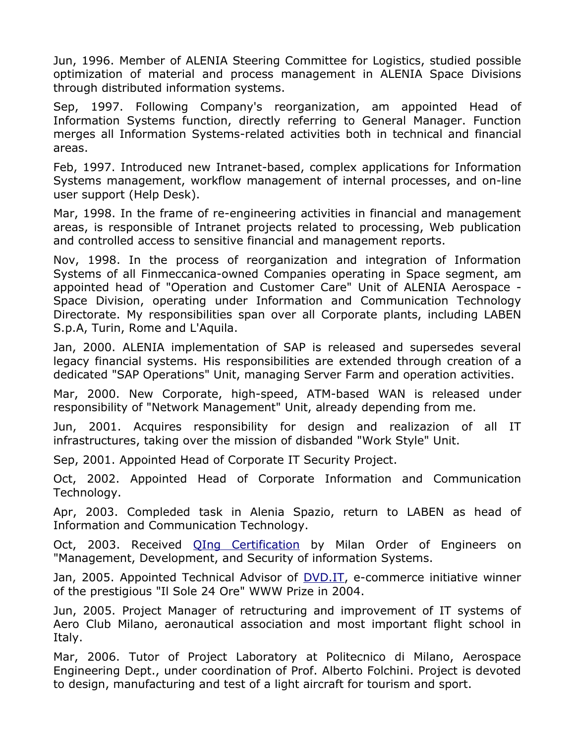Jun, 1996. Member of ALENIA Steering Committee for Logistics, studied possible optimization of material and process management in ALENIA Space Divisions through distributed information systems.

Sep, 1997. Following Company's reorganization, am appointed Head of Information Systems function, directly referring to General Manager. Function merges all Information Systems-related activities both in technical and financial areas.

Feb, 1997. Introduced new Intranet-based, complex applications for Information Systems management, workflow management of internal processes, and on-line user support (Help Desk).

Mar, 1998. In the frame of re-engineering activities in financial and management areas, is responsible of Intranet projects related to processing, Web publication and controlled access to sensitive financial and management reports.

Nov, 1998. In the process of reorganization and integration of Information Systems of all Finmeccanica-owned Companies operating in Space segment, am appointed head of "Operation and Customer Care" Unit of ALENIA Aerospace - Space Division, operating under Information and Communication Technology Directorate. My responsibilities span over all Corporate plants, including LABEN S.p.A, Turin, Rome and L'Aquila.

Jan, 2000. ALENIA implementation of SAP is released and supersedes several legacy financial systems. His responsibilities are extended through creation of a dedicated "SAP Operations" Unit, managing Server Farm and operation activities.

Mar, 2000. New Corporate, high-speed, ATM-based WAN is released under responsibility of "Network Management" Unit, already depending from me.

Jun, 2001. Acquires responsibility for design and realizazion of all IT infrastructures, taking over the mission of disbanded "Work Style" Unit.

Sep, 2001. Appointed Head of Corporate IT Security Project.

Oct, 2002. Appointed Head of Corporate Information and Communication Technology.

Apr, 2003. Compleded task in Alenia Spazio, return to LABEN as head of Information and Communication Technology.

Oct, 2003. Received QIng Certification by Milan Order of Engineers on "Management, Development, and Security of information Systems.

Jan, 2005. Appointed Technical Advisor of DVD.IT, e-commerce initiative winner of the prestigious "Il Sole 24 Ore" WWW Prize in 2004.

Jun, 2005. Project Manager of retructuring and improvement of IT systems of Aero Club Milano, aeronautical association and most important flight school in Italy.

Mar, 2006. Tutor of Project Laboratory at Politecnico di Milano, Aerospace Engineering Dept., under coordination of Prof. Alberto Folchini. Project is devoted to design, manufacturing and test of a light aircraft for tourism and sport.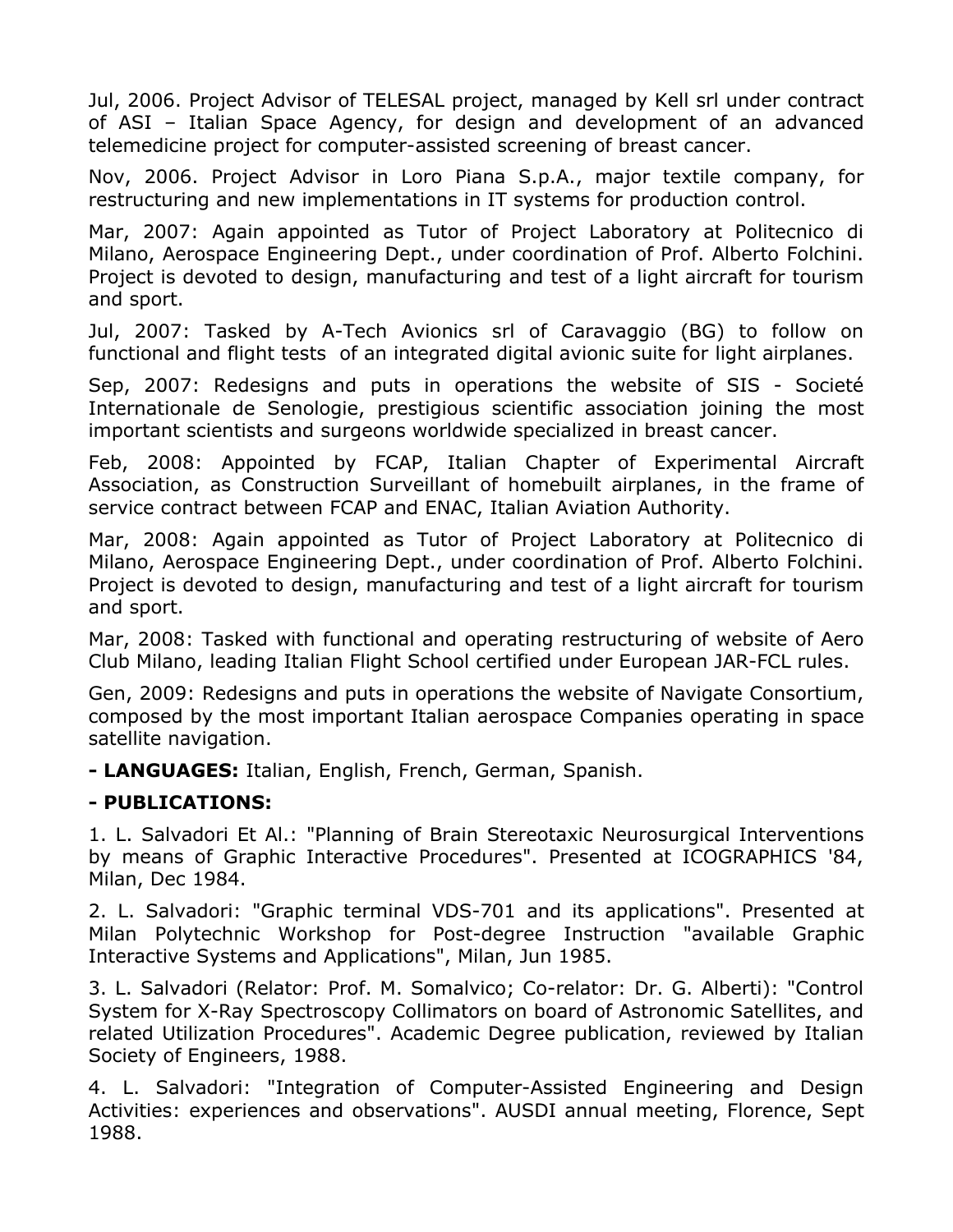Jul, 2006. Project Advisor of TELESAL project, managed by Kell srl under contract of ASI – Italian Space Agency, for design and development of an advanced telemedicine project for computer-assisted screening of breast cancer.

Nov, 2006. Project Advisor in Loro Piana S.p.A., major textile company, for restructuring and new implementations in IT systems for production control.

Mar, 2007: Again appointed as Tutor of Project Laboratory at Politecnico di Milano, Aerospace Engineering Dept., under coordination of Prof. Alberto Folchini. Project is devoted to design, manufacturing and test of a light aircraft for tourism and sport.

Jul, 2007: Tasked by A-Tech Avionics srl of Caravaggio (BG) to follow on functional and flight tests of an integrated digital avionic suite for light airplanes.

Sep, 2007: Redesigns and puts in operations the website of SIS - Societé Internationale de Senologie, prestigious scientific association joining the most important scientists and surgeons worldwide specialized in breast cancer.

Feb, 2008: Appointed by FCAP, Italian Chapter of Experimental Aircraft Association, as Construction Surveillant of homebuilt airplanes, in the frame of service contract between FCAP and ENAC, Italian Aviation Authority.

Mar, 2008: Again appointed as Tutor of Project Laboratory at Politecnico di Milano, Aerospace Engineering Dept., under coordination of Prof. Alberto Folchini. Project is devoted to design, manufacturing and test of a light aircraft for tourism and sport.

Mar, 2008: Tasked with functional and operating restructuring of website of Aero Club Milano, leading Italian Flight School certified under European JAR-FCL rules.

Gen, 2009: Redesigns and puts in operations the website of Navigate Consortium, composed by the most important Italian aerospace Companies operating in space satellite navigation.

**- LANGUAGES:** Italian, English, French, German, Spanish.

**- PUBLICATIONS:**

1. L. Salvadori Et Al.: "Planning of Brain Stereotaxic Neurosurgical Interventions by means of Graphic Interactive Procedures". Presented at ICOGRAPHICS '84, Milan, Dec 1984.

2. L. Salvadori: "Graphic terminal VDS-701 and its applications". Presented at Milan Polytechnic Workshop for Post-degree Instruction "available Graphic Interactive Systems and Applications", Milan, Jun 1985.

3. L. Salvadori (Relator: Prof. M. Somalvico; Co-relator: Dr. G. Alberti): "Control System for X-Ray Spectroscopy Collimators on board of Astronomic Satellites, and related Utilization Procedures". Academic Degree publication, reviewed by Italian Society of Engineers, 1988.

4. L. Salvadori: "Integration of Computer-Assisted Engineering and Design Activities: experiences and observations". AUSDI annual meeting, Florence, Sept 1988.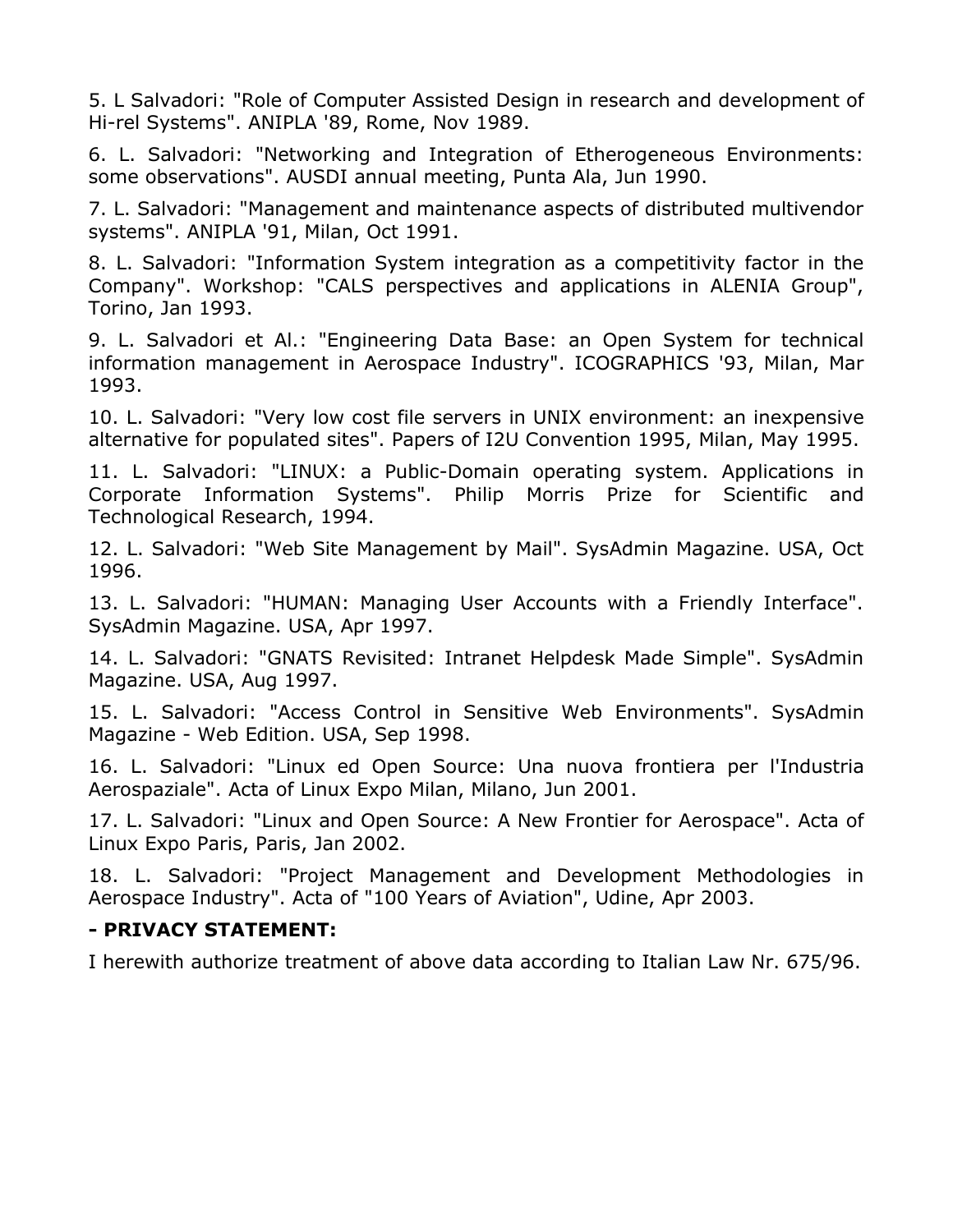5. L Salvadori: "Role of Computer Assisted Design in research and development of Hi-rel Systems". ANIPLA '89, Rome, Nov 1989.

6. L. Salvadori: "Networking and Integration of Etherogeneous Environments: some observations". AUSDI annual meeting, Punta Ala, Jun 1990.

7. L. Salvadori: "Management and maintenance aspects of distributed multivendor systems". ANIPLA '91, Milan, Oct 1991.

8. L. Salvadori: "Information System integration as a competitivity factor in the Company". Workshop: "CALS perspectives and applications in ALENIA Group", Torino, Jan 1993.

9. L. Salvadori et Al.: "Engineering Data Base: an Open System for technical information management in Aerospace Industry". ICOGRAPHICS '93, Milan, Mar 1993.

10. L. Salvadori: "Very low cost file servers in UNIX environment: an inexpensive alternative for populated sites". Papers of I2U Convention 1995, Milan, May 1995.

11. L. Salvadori: "LINUX: a Public-Domain operating system. Applications in Corporate Information Systems". Philip Morris Prize for Scientific and Technological Research, 1994.

12. L. Salvadori: "Web Site Management by Mail". SysAdmin Magazine. USA, Oct 1996.

13. L. Salvadori: "HUMAN: Managing User Accounts with a Friendly Interface". SysAdmin Magazine. USA, Apr 1997.

14. L. Salvadori: "GNATS Revisited: Intranet Helpdesk Made Simple". SysAdmin Magazine. USA, Aug 1997.

15. L. Salvadori: "Access Control in Sensitive Web Environments". SysAdmin Magazine - Web Edition. USA, Sep 1998.

16. L. Salvadori: "Linux ed Open Source: Una nuova frontiera per l'Industria Aerospaziale". Acta of Linux Expo Milan, Milano, Jun 2001.

17. L. Salvadori: "Linux and Open Source: A New Frontier for Aerospace". Acta of Linux Expo Paris, Paris, Jan 2002.

18. L. Salvadori: "Project Management and Development Methodologies in Aerospace Industry". Acta of "100 Years of Aviation", Udine, Apr 2003.

**- PRIVACY STATEMENT:**

I herewith authorize treatment of above data according to Italian Law Nr. 675/96.